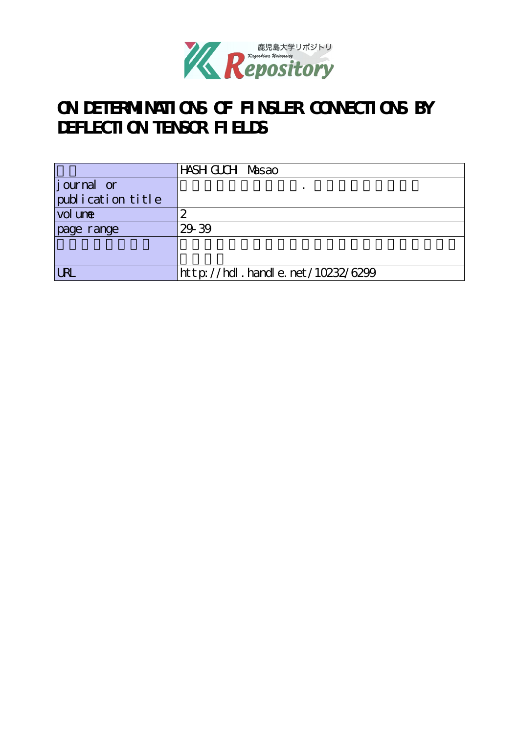鹿児島大学リポジトリ
Kagoshima University
Repository

# ON DETERMINATIONS OF FINSLER CONNECTIONS BY DEFLECTION TENSOR FIELDS

| | |
|---|---|
| | HASHIGUCHI Masao |
| journal or publication title | . |
| volume | 2 |
| page range | 29-39 |
| | |
| URL | http://hdl.handle.net/10232/6299 |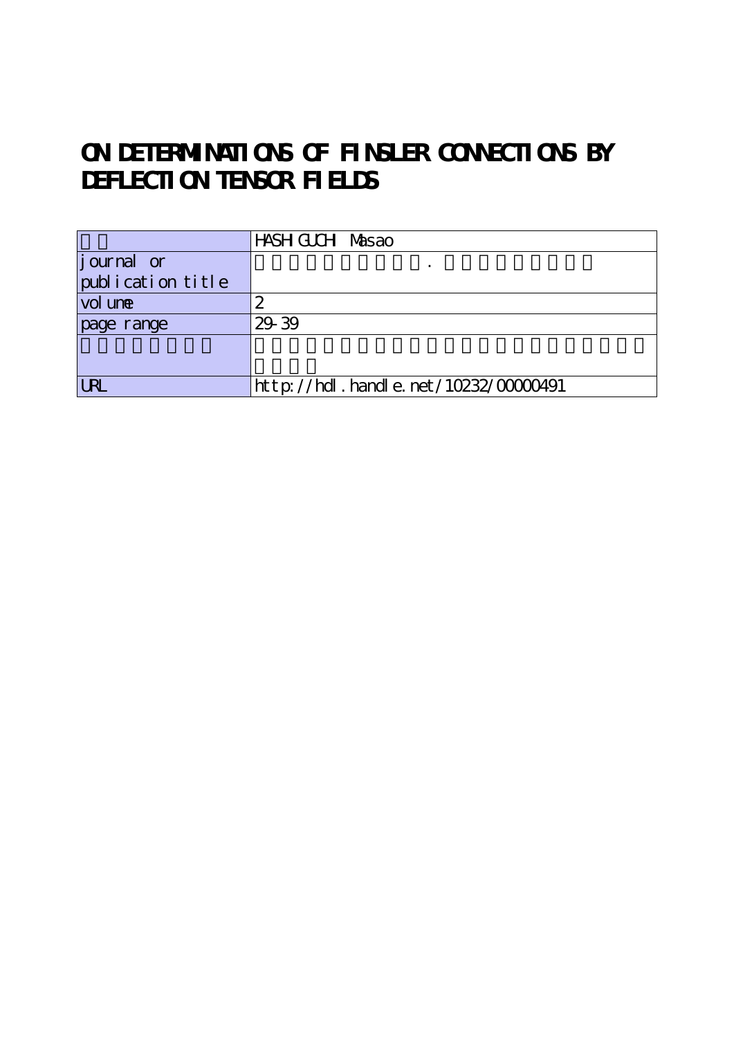# ON DETERMINATIONS OF FINSLER CONNECTIONS BY DEFLECTION TENSOR FIELDS

| | |
|---|---|
| | HASHIGUCHI Masao |
| journal or publication title | . |
| volume | 2 |
| page range | 29-39 |
| | |
| URL | http://hdl.handle.net/10232/00000491 |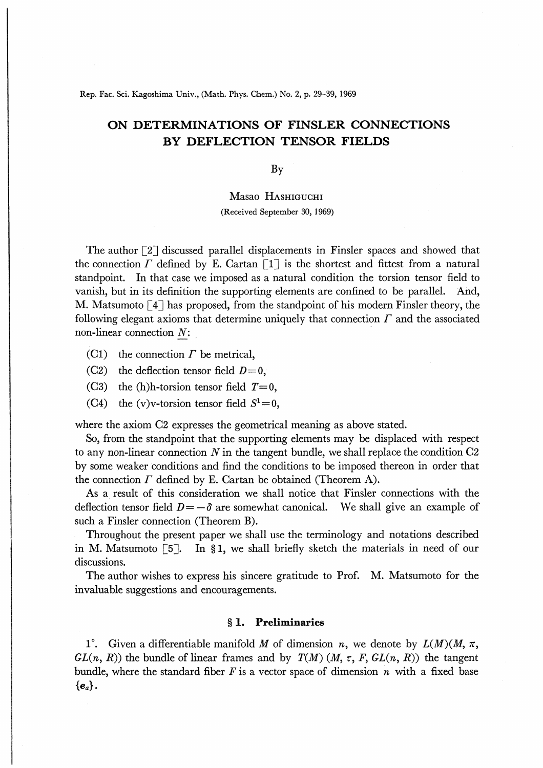# ON DETERMINATIONS OF FINSLER CONNECTIONS BY DEFLECTION TENSOR FIELDS

By

Masao Hashiguchi

(Received September 30, 1969)

The author [2] discussed parallel displacements in Finsler spaces and showed that the connection $\Gamma$ defined by E. Cartan [1] is the shortest and fittest from a natural standpoint. In that case we imposed as a natural condition the torsion tensor field to vanish, but in its definition the supporting elements are confined to be parallel. And, M. Matsumoto [4] has proposed, from the standpoint of his modern Finsler theory, the following elegant axioms that determine uniquely that connection $\Gamma$ and the associated non-linear connection $\underline{N}$:

(C1) the connection $\Gamma$ be metrical,

(C2) the deflection tensor field $D=0$,

(C3) the (h)h-torsion tensor field $T=0$,

(C4) the (v)v-torsion tensor field $S^1=0$,

where the axiom C2 expresses the geometrical meaning as above stated.

So, from the standpoint that the supporting elements may be displaced with respect to any non-linear connection $N$ in the tangent bundle, we shall replace the condition C2 by some weaker conditions and find the conditions to be imposed thereon in order that the connection $\Gamma$ defined by E. Cartan be obtained (Theorem A).

As a result of this consideration we shall notice that Finsler connections with the deflection tensor field $D=-\delta$ are somewhat canonical. We shall give an example of such a Finsler connection (Theorem B).

Throughout the present paper we shall use the terminology and notations described in M. Matsumoto [5]. In § 1, we shall briefly sketch the materials in need of our discussions.

The author wishes to express his sincere gratitude to Prof. M. Matsumoto for the invaluable suggestions and encouragements.

## § 1. Preliminaries

1°. Given a differentiable manifold $M$ of dimension $n$, we denote by $L(M)(M, \pi, GL(n, R))$ the bundle of linear frames and by $T(M)$ $(M, \tau, F, GL(n, R))$ the tangent bundle, where the standard fiber $F$ is a vector space of dimension $n$ with a fixed base $\{e_a\}$.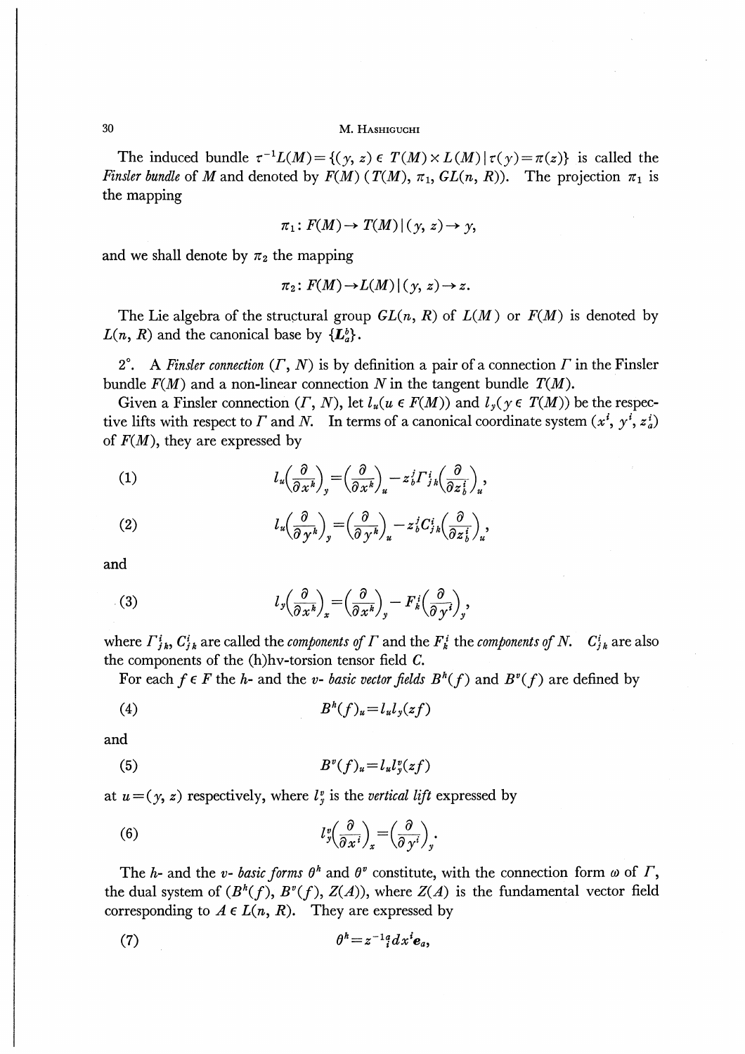The induced bundle $\tau^{-1}L(M)=\{(y, z) \in T(M)\times L(M) \mid \tau(y)=\pi(z)\}$ is called the *Finsler bundle* of $M$ and denoted by $F(M)$ $(T(M), \pi_1, GL(n, R))$. The projection $\pi_1$ is the mapping

$$\pi_1\colon F(M)\to T(M) \mid (y, z)\to y,$$

and we shall denote by $\pi_2$ the mapping

$$\pi_2\colon F(M)\to L(M) \mid (y, z)\to z.$$

The Lie algebra of the structural group $GL(n, R)$ of $L(M)$ or $F(M)$ is denoted by $L(n, R)$ and the canonical base by $\{L^b_a\}$.

2°. A *Finsler connection* $(\Gamma, N)$ is by definition a pair of a connection $\Gamma$ in the Finsler bundle $F(M)$ and a non-linear connection $N$ in the tangent bundle $T(M)$.

Given a Finsler connection $(\Gamma, N)$, let $l_u (u \in F(M))$ and $l_y (y \in T(M))$ be the respective lifts with respect to $\Gamma$ and $N$. In terms of a canonical coordinate system $(x^i, y^i, z^i_a)$ of $F(M)$, they are expressed by

$$l_u\left(\frac{\partial}{\partial x^k}\right)_y=\left(\frac{\partial}{\partial x^k}\right)_u - z^j_b \Gamma^i_{jk}\left(\frac{\partial}{\partial z^i_b}\right)_u, \tag{1}$$

$$l_u\left(\frac{\partial}{\partial y^k}\right)_y=\left(\frac{\partial}{\partial y^k}\right)_u - z^j_b C^i_{jk}\left(\frac{\partial}{\partial z^i_b}\right)_u, \tag{2}$$

and

$$l_y\left(\frac{\partial}{\partial x^k}\right)_x=\left(\frac{\partial}{\partial x^k}\right)_y - F^i_k\left(\frac{\partial}{\partial y^i}\right)_y, \tag{3}$$

where $\Gamma^i_{jk}$, $C^i_{jk}$ are called the *components of* $\Gamma$ and the $F^i_k$ the *components of* $N$. $C^i_{jk}$ are also the components of the (h)hv-torsion tensor field $C$.

For each $f \in F$ the $h$- and the $v$- *basic vector fields* $B^h(f)$ and $B^v(f)$ are defined by

$$B^h(f)_u=l_u l_y(zf) \tag{4}$$

and

$$B^v(f)_u=l_u l^v_y(zf) \tag{5}$$

at $u=(y, z)$ respectively, where $l^v_y$ is the *vertical lift* expressed by

$$l^v_y\left(\frac{\partial}{\partial x^i}\right)_x=\left(\frac{\partial}{\partial y^i}\right)_y. \tag{6}$$

The $h$- and the $v$- *basic forms* $\theta^h$ and $\theta^v$ constitute, with the connection form $\omega$ of $\Gamma$, the dual system of $(B^h(f), B^v(f), Z(A))$, where $Z(A)$ is the fundamental vector field corresponding to $A \in L(n, R)$. They are expressed by

$$\theta^h=z^{-1q}_{\ i}dx^i e_a, \tag{7}$$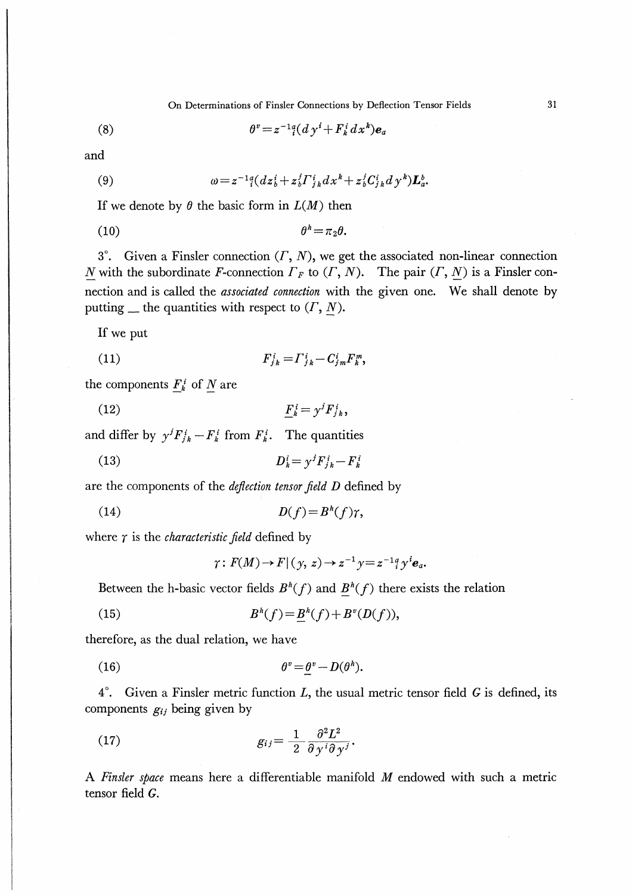$$\theta^v = z^{-1}{}^a_i(dy^i + F^i_k dx^k)e_a \tag{8}$$

and

$$\omega = z^{-1}{}^a_i(dz^i_b + z^j_b \Gamma^i_{jk} dx^k + z^j_b C^i_{jk} dy^k) L^b_a. \tag{9}$$

If we denote by $\theta$ the basic form in $L(M)$ then

$$\theta^h = \pi_2 \theta. \tag{10}$$

3°. Given a Finsler connection $(\Gamma, N)$, we get the associated non-linear connection $\underline{N}$ with the subordinate $F$-connection $\Gamma_F$ to $(\Gamma, N)$. The pair $(\Gamma, \underline{N})$ is a Finsler connection and is called the *associated connection* with the given one. We shall denote by putting $\_$ the quantities with respect to $(\Gamma, \underline{N})$.

If we put

$$F^i_{jk} = \Gamma^i_{jk} - C^i_{jm} F^m_k, \tag{11}$$

the components $\underline{F}^i_k$ of $\underline{N}$ are

$$\underline{F}^i_k = y^j F^i_{jk}, \tag{12}$$

and differ by $y^j F^i_{jk} - F^i_k$ from $F^i_k$. The quantities

$$D^i_k = y^j F^i_{jk} - F^i_k \tag{13}$$

are the components of the *deflection tensor field* $D$ defined by

$$D(f) = B^h(f)\gamma, \tag{14}$$

where $\gamma$ is the *characteristic field* defined by

$$\gamma \colon F(M) \to F \mid (y, z) \to z^{-1} y = z^{-1}{}^a_i y^i e_a.$$

Between the h-basic vector fields $B^h(f)$ and $\underline{B}^h(f)$ there exists the relation

$$B^h(f) = \underline{B}^h(f) + B^v(D(f)), \tag{15}$$

therefore, as the dual relation, we have

$$\theta^v = \underline{\theta}^v - D(\theta^h). \tag{16}$$

4°. Given a Finsler metric function $L$, the usual metric tensor field $G$ is defined, its components $g_{ij}$ being given by

$$g_{ij} = \frac{1}{2} \frac{\partial^2 L^2}{\partial y^i \partial y^j}. \tag{17}$$

A *Finsler space* means here a differentiable manifold $M$ endowed with such a metric tensor field $G$.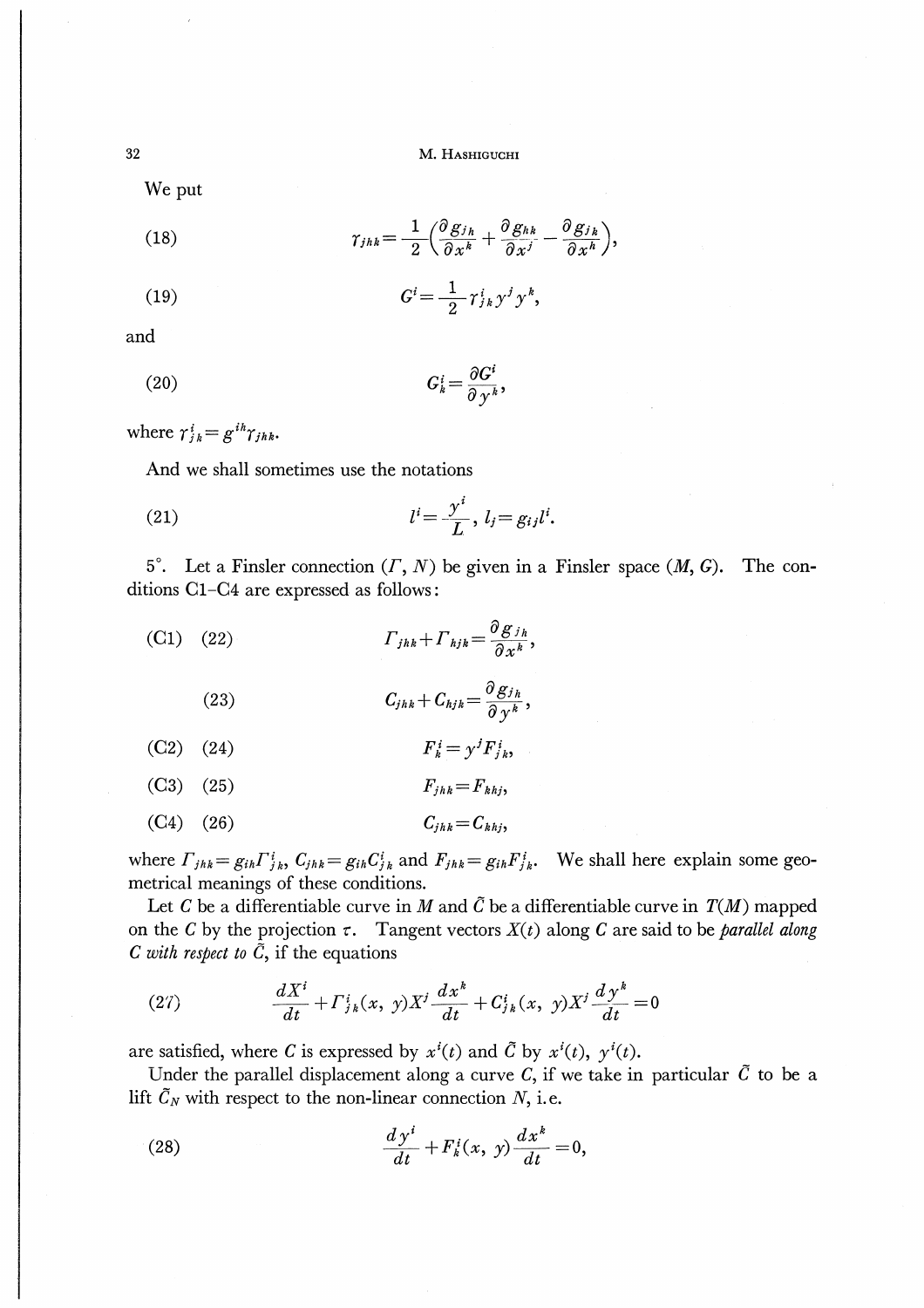We put

$$\gamma_{jhk}=\frac{1}{2}\left(\frac{\partial g_{jh}}{\partial x^k}+\frac{\partial g_{hk}}{\partial x^j}-\frac{\partial g_{jk}}{\partial x^h}\right), \tag{18}$$

$$G^i=\frac{1}{2}\gamma^i_{jk}y^jy^k, \tag{19}$$

and

$$G^i_k=\frac{\partial G^i}{\partial y^k}, \tag{20}$$

where $\gamma^i_{jk}=g^{ih}\gamma_{jhk}$.

And we shall sometimes use the notations

$$l^i=\frac{y^i}{L},\ l_j=g_{ij}l^i. \tag{21}$$

5°. Let a Finsler connection $(\Gamma, N)$ be given in a Finsler space $(M, G)$. The conditions C1–C4 are expressed as follows:

(C1) (22)
$$\Gamma_{jhk}+\Gamma_{hjk}=\frac{\partial g_{jh}}{\partial x^k},$$

(23)
$$C_{jhk}+C_{hjk}=\frac{\partial g_{jh}}{\partial y^k},$$

(C2) (24)
$$F^i_k=y^jF^i_{jk},$$

(C3) (25)
$$F_{jhk}=F_{khj},$$

(C4) (26)
$$C_{jhk}=C_{khj},$$

where $\Gamma_{jhk}=g_{ih}\Gamma^i_{jk}$, $C_{jhk}=g_{ih}C^i_{jk}$ and $F_{jhk}=g_{ih}F^i_{jk}$. We shall here explain some geometrical meanings of these conditions.

Let $C$ be a differentiable curve in $M$ and $\tilde{C}$ be a differentiable curve in $T(M)$ mapped on the $C$ by the projection $\tau$. Tangent vectors $X(t)$ along $C$ are said to be *parallel along C with respect to* $\tilde{C}$, if the equations

$$\frac{dX^i}{dt}+\Gamma^i_{jk}(x,\ y)X^j\frac{dx^k}{dt}+C^i_{jk}(x,\ y)X^j\frac{dy^k}{dt}=0 \tag{27}$$

are satisfied, where $C$ is expressed by $x^i(t)$ and $\tilde{C}$ by $x^i(t)$, $y^i(t)$.

Under the parallel displacement along a curve $C$, if we take in particular $\tilde{C}$ to be a lift $\tilde{C}_N$ with respect to the non-linear connection $N$, i.e.

$$\frac{dy^i}{dt}+F^i_k(x,\ y)\frac{dx^k}{dt}=0, \tag{28}$$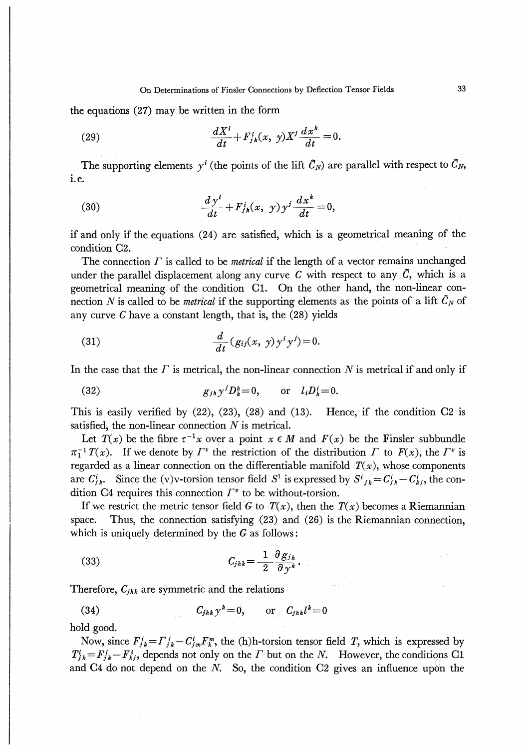the equations (27) may be written in the form

$$\frac{dX^i}{dt}+F^i_{jk}(x,\ y)X^j\frac{dx^k}{dt}=0. \tag{29}$$

The supporting elements $y^i$ (the points of the lift $\tilde{C}_N$) are parallel with respect to $\tilde{C}_N$, i.e.

$$\frac{dy^i}{dt}+F^i_{jk}(x,\ y)y^j\frac{dx^k}{dt}=0, \tag{30}$$

if and only if the equations (24) are satisfied, which is a geometrical meaning of the condition C2.

The connection $\Gamma$ is called to be *metrical* if the length of a vector remains unchanged under the parallel displacement along any curve $C$ with respect to any $\tilde{C}$, which is a geometrical meaning of the condition C1. On the other hand, the non-linear connection $N$ is called to be *metrical* if the supporting elements as the points of a lift $\tilde{C}_N$ of any curve $C$ have a constant length, that is, the (28) yields

$$\frac{d}{dt}(g_{ij}(x,\ y)y^iy^j)=0. \tag{31}$$

In the case that the $\Gamma$ is metrical, the non-linear connection $N$ is metrical if and only if

$$g_{jh}y^jD^h_k=0, \qquad \text{or} \quad l_iD^i_k=0. \tag{32}$$

This is easily verified by (22), (23), (28) and (13). Hence, if the condition C2 is satisfied, the non-linear connection $N$ is metrical.

Let $T(x)$ be the fibre $\tau^{-1}x$ over a point $x\in M$ and $F(x)$ be the Finsler subbundle $\pi_1^{-1}T(x)$. If we denote by $\Gamma^v$ the restriction of the distribution $\Gamma$ to $F(x)$, the $\Gamma^v$ is regarded as a linear connection on the differentiable manifold $T(x)$, whose components are $C^i_{jk}$. Since the (v)v-torsion tensor field $S^1$ is expressed by $S^i{}_{jk}=C^i_{jk}-C^i_{kj}$, the condition C4 requires this connection $\Gamma^v$ to be without-torsion.

If we restrict the metric tensor field $G$ to $T(x)$, then the $T(x)$ becomes a Riemannian space. Thus, the connection satisfying (23) and (26) is the Riemannian connection, which is uniquely determined by the $G$ as follows:

$$C_{jhk}=\frac{1}{2}\frac{\partial g_{jh}}{\partial y^k}. \tag{33}$$

Therefore, $C_{jhk}$ are symmetric and the relations

$$C_{jhk}y^k=0, \qquad \text{or} \quad C_{jhk}l^k=0 \tag{34}$$

hold good.

Now, since $F^i_{jk}=\Gamma^i_{jk}-C^i_{jm}F^m_k$, the (h)h-torsion tensor field $T$, which is expressed by $T^i_{jk}=F^i_{jk}-F^i_{kj}$, depends not only on the $\Gamma$ but on the $N$. However, the conditions C1 and C4 do not depend on the $N$. So, the condition C2 gives an influence upon the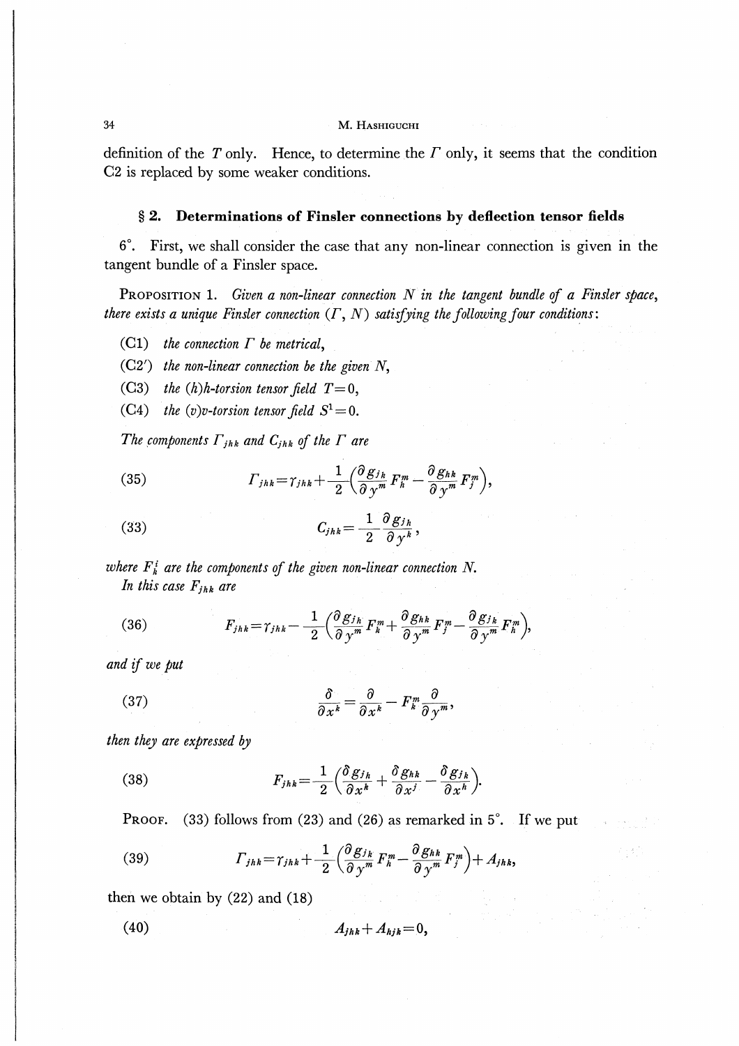definition of the $T$ only. Hence, to determine the $\Gamma$ only, it seems that the condition C2 is replaced by some weaker conditions.

## § 2. Determinations of Finsler connections by deflection tensor fields

6°. First, we shall consider the case that any non-linear connection is given in the tangent bundle of a Finsler space.

PROPOSITION 1. *Given a non-linear connection $N$ in the tangent bundle of a Finsler space, there exists a unique Finsler connection $(\Gamma, N)$ satisfying the following four conditions:*

(C1) *the connection $\Gamma$ be metrical,*

(C2′) *the non-linear connection be the given $N$,*

(C3) *the (h)h-torsion tensor field $T=0$,*

(C4) *the (v)v-torsion tensor field $S^1=0$.*

*The components $\Gamma_{jhk}$ and $C_{jhk}$ of the $\Gamma$ are*

$$\Gamma_{jhk}=\gamma_{jhk}+\frac{1}{2}\left(\frac{\partial g_{jk}}{\partial y^m}F^m_h-\frac{\partial g_{hk}}{\partial y^m}F^m_j\right), \tag{35}$$

$$C_{jhk}=\frac{1}{2}\frac{\partial g_{jh}}{\partial y^k}, \tag{33}$$

*where $F^i_k$ are the components of the given non-linear connection $N$.*

*In this case $F_{jhk}$ are*

$$F_{jhk}=\gamma_{jhk}-\frac{1}{2}\left(\frac{\partial g_{jh}}{\partial y^m}F^m_k+\frac{\partial g_{hk}}{\partial y^m}F^m_j-\frac{\partial g_{jk}}{\partial y^m}F^m_h\right), \tag{36}$$

*and if we put*

$$\frac{\delta}{\partial x^k}=\frac{\partial}{\partial x^k}-F^m_k\frac{\partial}{\partial y^m}, \tag{37}$$

*then they are expressed by*

$$F_{jhk}=\frac{1}{2}\left(\frac{\delta g_{jh}}{\partial x^k}+\frac{\delta g_{hk}}{\partial x^j}-\frac{\delta g_{jk}}{\partial x^h}\right). \tag{38}$$

PROOF. (33) follows from (23) and (26) as remarked in 5°. If we put

$$\Gamma_{jhk}=\gamma_{jhk}+\frac{1}{2}\left(\frac{\partial g_{jk}}{\partial y^m}F^m_h-\frac{\partial g_{hk}}{\partial y^m}F^m_j\right)+A_{jhk}, \tag{39}$$

then we obtain by (22) and (18)

$$A_{jhk}+A_{hjk}=0, \tag{40}$$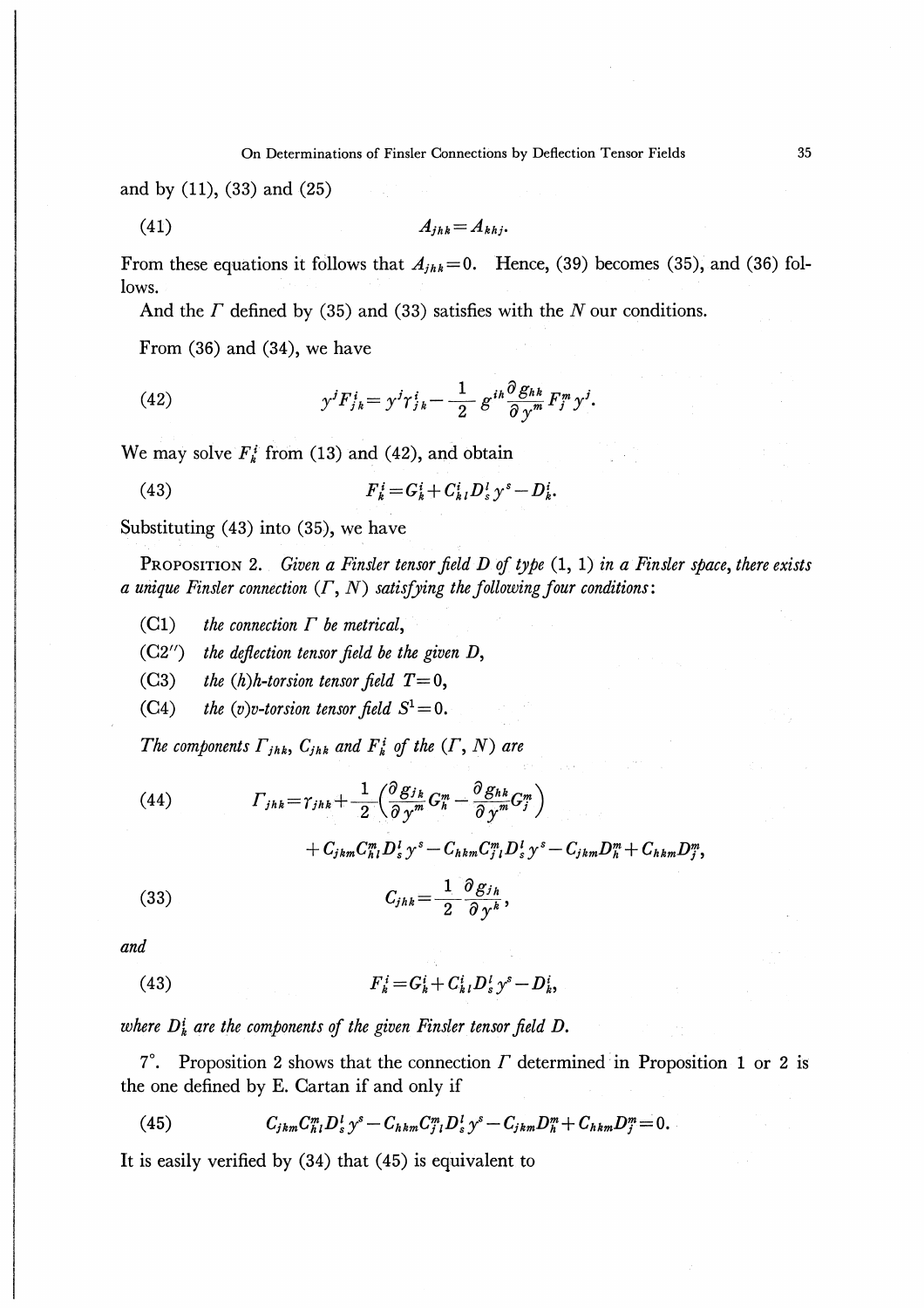and by (11), (33) and (25)

$$A_{jhk} = A_{khj}. \tag{41}$$

From these equations it follows that $A_{jhk}=0$. Hence, (39) becomes (35), and (36) follows.

And the $\Gamma$ defined by (35) and (33) satisfies with the $N$ our conditions.

From (36) and (34), we have

$$y^j F^i_{j\,k} = y^j \gamma^i_{j\,k} - \frac{1}{2} g^{ih} \frac{\partial g_{hk}}{\partial y^m} F^m_j y^j. \tag{42}$$

We may solve $F^i_k$ from (13) and (42), and obtain

$$F^i_k = G^i_k + C^i_{k\,l} D^l_s y^s - D^i_k. \tag{43}$$

Substituting (43) into (35), we have

**Proposition 2.** *Given a Finsler tensor field $D$ of type (1, 1) in a Finsler space, there exists a unique Finsler connection ($\Gamma$, $N$) satisfying the following four conditions:*

(C1) *the connection $\Gamma$ be metrical,*

(C2″) *the deflection tensor field be the given $D$,*

(C3) *the (h)h-torsion tensor field $T=0$,*

(C4) *the (v)v-torsion tensor field $S^1=0$.*

*The components $\Gamma_{jhk}$, $C_{jhk}$ and $F^i_k$ of the ($\Gamma$, $N$) are*

$$\Gamma_{jhk} = \gamma_{jhk} + \frac{1}{2}\left(\frac{\partial g_{jk}}{\partial y^m} G^m_h - \frac{\partial g_{hk}}{\partial y^m} G^m_j\right) \tag{44}$$

$$+ C_{jkm} C^m_{hl} D^l_s y^s - C_{hkm} C^m_{jl} D^l_s y^s - C_{jkm} D^m_h + C_{hkm} D^m_j,$$

$$C_{jhk} = \frac{1}{2} \frac{\partial g_{jh}}{\partial y^k}, \tag{33}$$

*and*

$$F^i_k = G^i_k + C^i_{k\,l} D^l_s y^s - D^i_k, \tag{43}$$

*where $D^i_k$ are the components of the given Finsler tensor field $D$.*

7°. Proposition 2 shows that the connection $\Gamma$ determined in Proposition 1 or 2 is the one defined by E. Cartan if and only if

$$C_{jkm} C^m_{hl} D^l_s y^s - C_{hkm} C^m_{jl} D^l_s y^s - C_{jkm} D^m_h + C_{hkm} D^m_j = 0. \tag{45}$$

It is easily verified by (34) that (45) is equivalent to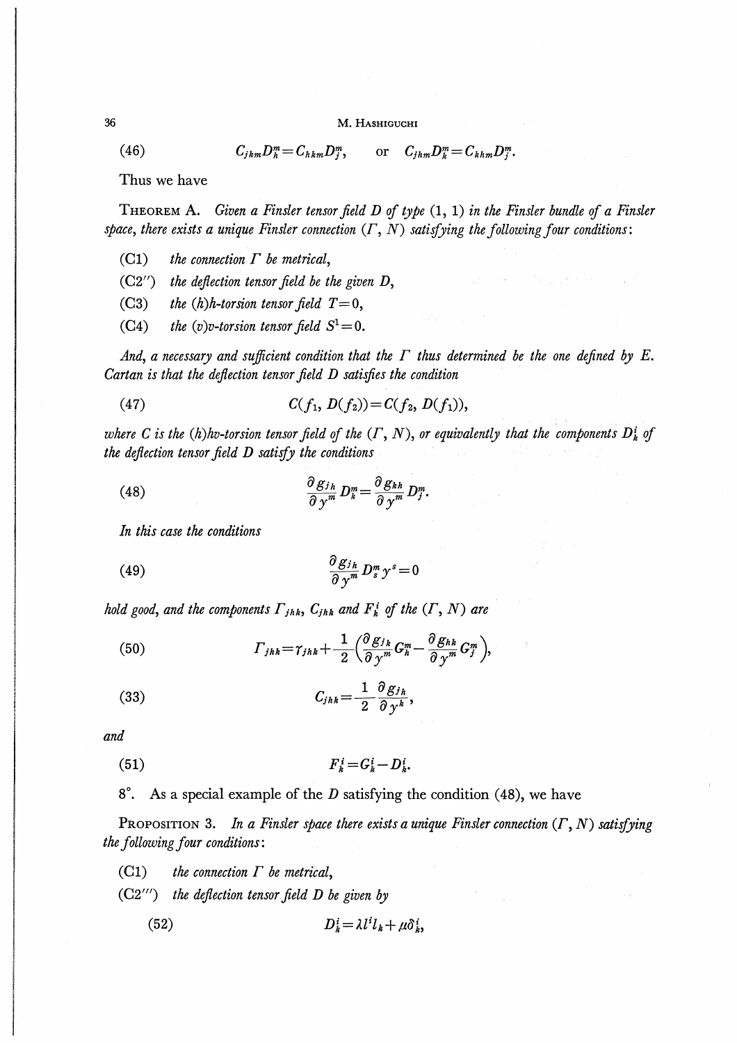$$(46) \qquad C_{jkm}D^m_h = C_{hkm}D^m_j, \qquad \text{or} \quad C_{jhm}D^m_k = C_{khm}D^m_j.$$

Thus we have

**Theorem A.** *Given a Finsler tensor field $D$ of type $(1, 1)$ in the Finsler bundle of a Finsler space, there exists a unique Finsler connection $(\Gamma, N)$ satisfying the following four conditions:*

(C1) *the connection $\Gamma$ be metrical,*

(C2″) *the deflection tensor field be the given $D$,*

(C3) *the (h)h-torsion tensor field $T=0$,*

(C4) *the (v)v-torsion tensor field $S^1=0$.*

*And, a necessary and sufficient condition that the $\Gamma$ thus determined be the one defined by E. Cartan is that the deflection tensor field $D$ satisfies the condition*

$$(47) \qquad C(f_1, D(f_2)) = C(f_2, D(f_1)),$$

*where $C$ is the (h)hv-torsion tensor field of the $(\Gamma, N)$, or equivalently that the components $D^i_k$ of the deflection tensor field $D$ satisfy the conditions*

$$(48) \qquad \frac{\partial g_{jh}}{\partial y^m} D^m_k = \frac{\partial g_{kh}}{\partial y^m} D^m_j.$$

*In this case the conditions*

$$(49) \qquad \frac{\partial g_{jh}}{\partial y^m} D^m_s y^s = 0$$

*hold good, and the components $\Gamma_{jhk}$, $C_{jhk}$ and $F^i_k$ of the $(\Gamma, N)$ are*

$$(50) \qquad \Gamma_{jhk} = \gamma_{jhk} + \frac{1}{2}\left(\frac{\partial g_{jk}}{\partial y^m} G^m_h - \frac{\partial g_{hk}}{\partial y^m} G^m_j\right),$$

$$(33) \qquad C_{jhk} = \frac{1}{2}\frac{\partial g_{jh}}{\partial y^k},$$

*and*

$$(51) \qquad F^i_k = G^i_k - D^i_k.$$

8°. As a special example of the $D$ satisfying the condition (48), we have

**Proposition 3.** *In a Finsler space there exists a unique Finsler connection $(\Gamma, N)$ satisfying the following four conditions:*

(C1) *the connection $\Gamma$ be metrical,*

(C2‴) *the deflection tensor field $D$ be given by*

$$(52) \qquad D^i_k = \lambda l^i l_k + \mu \delta^i_k,$$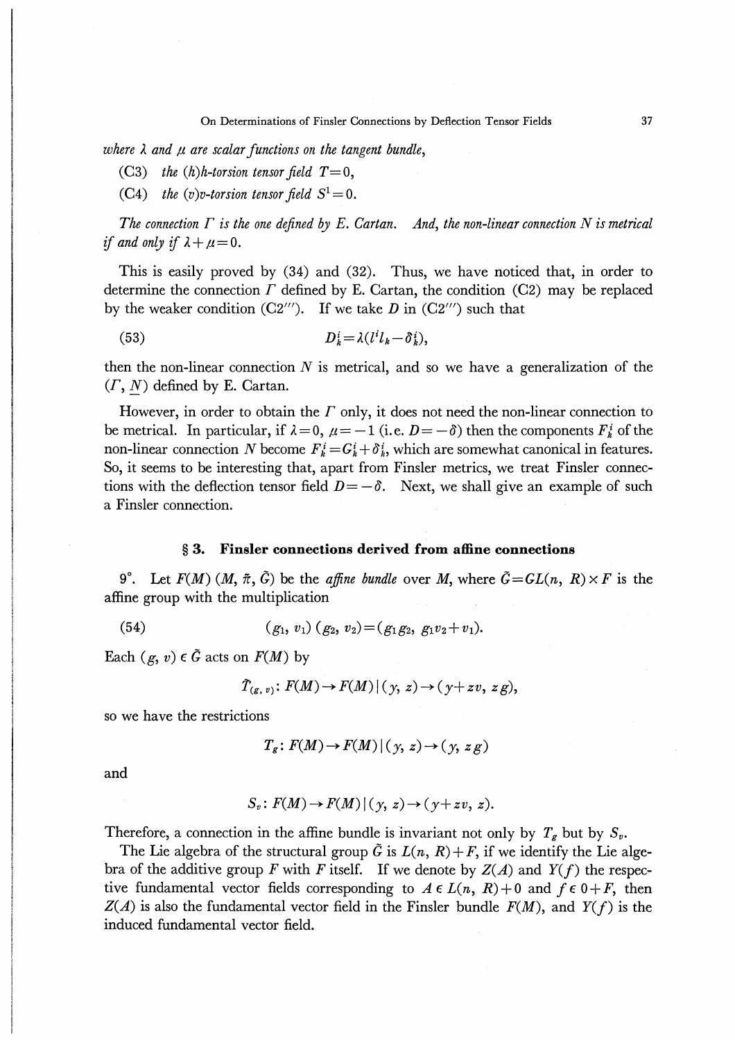*where $\lambda$ and $\mu$ are scalar functions on the tangent bundle,*

(C3) *the (h)h-torsion tensor field $T=0$,*

(C4) *the (v)v-torsion tensor field $S^1=0$.*

*The connection $\Gamma$ is the one defined by E. Cartan. And, the non-linear connection $N$ is metrical if and only if $\lambda+\mu=0$.*

This is easily proved by (34) and (32). Thus, we have noticed that, in order to determine the connection $\Gamma$ defined by E. Cartan, the condition (C2) may be replaced by the weaker condition (C2‴). If we take $D$ in (C2‴) such that

$$D^i_k=\lambda(l^i l_k-\delta^i_k), \tag{53}$$

then the non-linear connection $N$ is metrical, and so we have a generalization of the $(\Gamma, \underline{N})$ defined by E. Cartan.

However, in order to obtain the $\Gamma$ only, it does not need the non-linear connection to be metrical. In particular, if $\lambda=0$, $\mu=-1$ (i.e. $D=-\delta$) then the components $F^i_k$ of the non-linear connection $N$ become $F^i_k=G^i_k+\delta^i_k$, which are somewhat canonical in features. So, it seems to be interesting that, apart from Finsler metrics, we treat Finsler connections with the deflection tensor field $D=-\delta$. Next, we shall give an example of such a Finsler connection.

## § 3. Finsler connections derived from affine connections

9°. Let $F(M)$ $(M, \tilde{\pi}, \tilde{G})$ be the *affine bundle* over $M$, where $\tilde{G}=GL(n, R)\times F$ is the affine group with the multiplication

$$(g_1, v_1)(g_2, v_2)=(g_1 g_2, g_1 v_2+v_1). \tag{54}$$

Each $(g, v)\in\tilde{G}$ acts on $F(M)$ by

$$\tilde{T}_{(g,v)}: F(M)\to F(M)\,|\,(y, z)\to(y+zv, zg),$$

so we have the restrictions

$$T_g: F(M)\to F(M)\,|\,(y, z)\to(y, zg)$$

and

$$S_v: F(M)\to F(M)\,|\,(y, z)\to(y+zv, z).$$

Therefore, a connection in the affine bundle is invariant not only by $T_g$ but by $S_v$.

The Lie algebra of the structural group $\tilde{G}$ is $L(n, R)+F$, if we identify the Lie algebra of the additive group $F$ with $F$ itself. If we denote by $Z(A)$ and $Y(f)$ the respective fundamental vector fields corresponding to $A\in L(n, R)+0$ and $f\in 0+F$, then $Z(A)$ is also the fundamental vector field in the Finsler bundle $F(M)$, and $Y(f)$ is the induced fundamental vector field.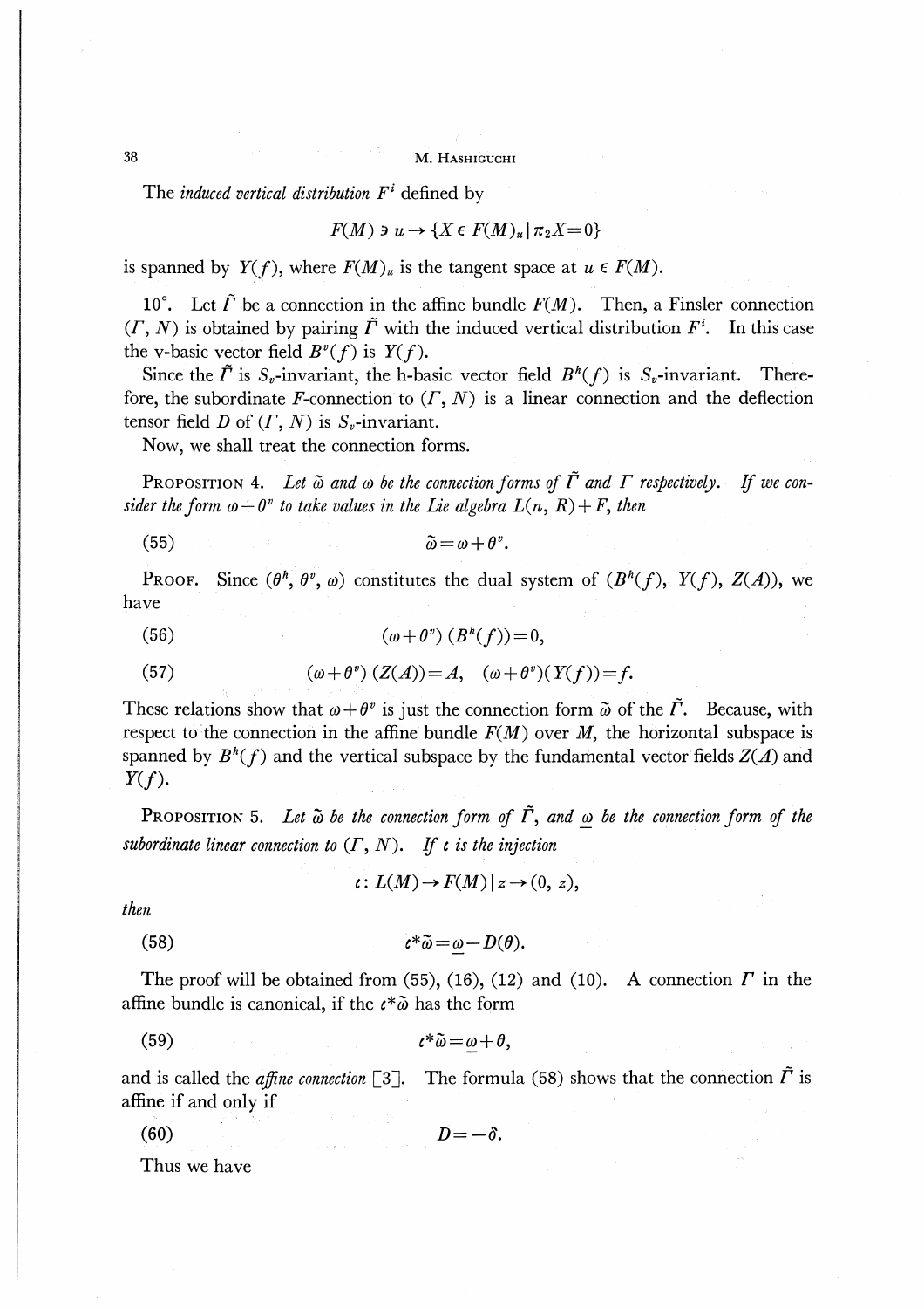The *induced vertical distribution* $F^i$ defined by

$$F(M) \ni u \rightarrow \{X \in F(M)_u \mid \pi_2 X = 0\}$$

is spanned by $Y(f)$, where $F(M)_u$ is the tangent space at $u \in F(M)$.

10°. Let $\tilde{\Gamma}$ be a connection in the affine bundle $F(M)$. Then, a Finsler connection $(\Gamma, N)$ is obtained by pairing $\tilde{\Gamma}$ with the induced vertical distribution $F^i$. In this case the v-basic vector field $B^v(f)$ is $Y(f)$.

Since the $\tilde{\Gamma}$ is $S_v$-invariant, the h-basic vector field $B^h(f)$ is $S_v$-invariant. Therefore, the subordinate $F$-connection to $(\Gamma, N)$ is a linear connection and the deflection tensor field $D$ of $(\Gamma, N)$ is $S_v$-invariant.

Now, we shall treat the connection forms.

PROPOSITION 4. *Let $\tilde{\omega}$ and $\omega$ be the connection forms of $\tilde{\Gamma}$ and $\Gamma$ respectively. If we consider the form $\omega + \theta^v$ to take values in the Lie algebra $L(n, R) + F$, then*

$$\tilde{\omega} = \omega + \theta^v. \tag{55}$$

PROOF. Since $(\theta^h, \theta^v, \omega)$ constitutes the dual system of $(B^h(f), Y(f), Z(A))$, we have

$$(\omega + \theta^v)(B^h(f)) = 0, \tag{56}$$

$$(\omega + \theta^v)(Z(A)) = A, \quad (\omega + \theta^v)(Y(f)) = f. \tag{57}$$

These relations show that $\omega + \theta^v$ is just the connection form $\tilde{\omega}$ of the $\tilde{\Gamma}$. Because, with respect to the connection in the affine bundle $F(M)$ over $M$, the horizontal subspace is spanned by $B^h(f)$ and the vertical subspace by the fundamental vector fields $Z(A)$ and $Y(f)$.

PROPOSITION 5. *Let $\tilde{\omega}$ be the connection form of $\tilde{\Gamma}$, and $\underline{\omega}$ be the connection form of the subordinate linear connection to $(\Gamma, N)$. If $\iota$ is the injection*

$$\iota : L(M) \rightarrow F(M) \mid z \rightarrow (0, z),$$

*then*

$$\iota^* \tilde{\omega} = \underline{\omega} - D(\theta). \tag{58}$$

The proof will be obtained from (55), (16), (12) and (10). A connection $\Gamma$ in the affine bundle is canonical, if the $\iota^* \tilde{\omega}$ has the form

$$\iota^* \tilde{\omega} = \underline{\omega} + \theta, \tag{59}$$

and is called the *affine connection* [3]. The formula (58) shows that the connection $\tilde{\Gamma}$ is affine if and only if

$$D = -\delta. \tag{60}$$

Thus we have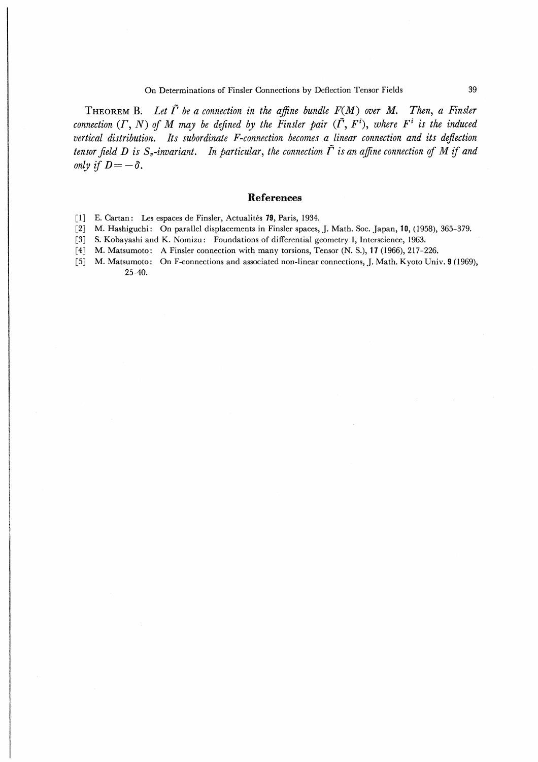THEOREM B. *Let $\tilde{\Gamma}$ be a connection in the affine bundle $F(M)$ over $M$. Then, a Finsler connection $(\Gamma, N)$ of $M$ may be defined by the Finsler pair $(\tilde{\Gamma}, F^i)$, where $F^i$ is the induced vertical distribution. Its subordinate F-connection becomes a linear connection and its deflection tensor field $D$ is $S_v$-invariant. In particular, the connection $\tilde{\Gamma}$ is an affine connection of $M$ if and only if $D = -\delta$.*

## References

[1] E. Cartan: Les espaces de Finsler, Actualités **79**, Paris, 1934.

[2] M. Hashiguchi: On parallel displacements in Finsler spaces, J. Math. Soc. Japan, **10**, (1958), 365–379.

[3] S. Kobayashi and K. Nomizu: Foundations of differential geometry I, Interscience, 1963.

[4] M. Matsumoto: A Finsler connection with many torsions, Tensor (N. S.), **17** (1966), 217–226.

[5] M. Matsumoto: On F-connections and associated non-linear connections, J. Math. Kyoto Univ. **9** (1969), 25–40.